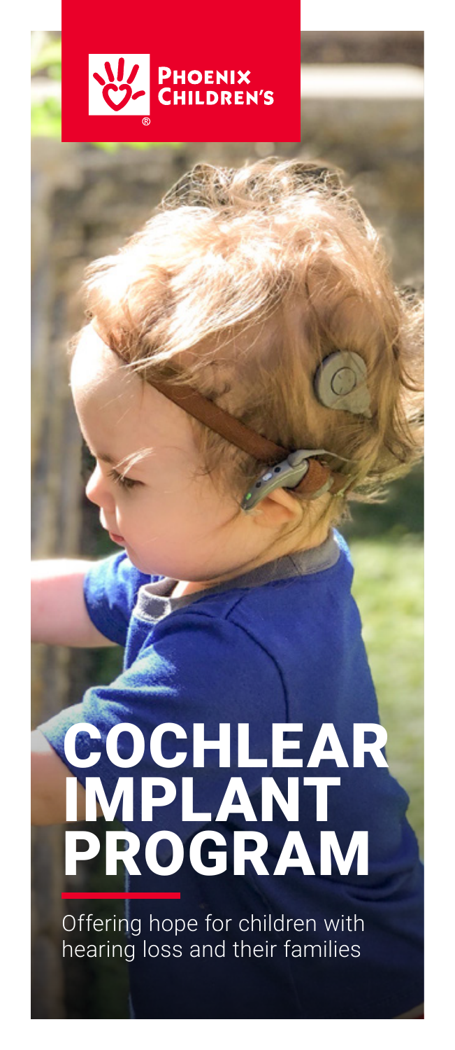PHOENIX CHILDREN'S

# COCHLEAR IMPLANT PROGRAM

Offering hope for children with hearing loss and their families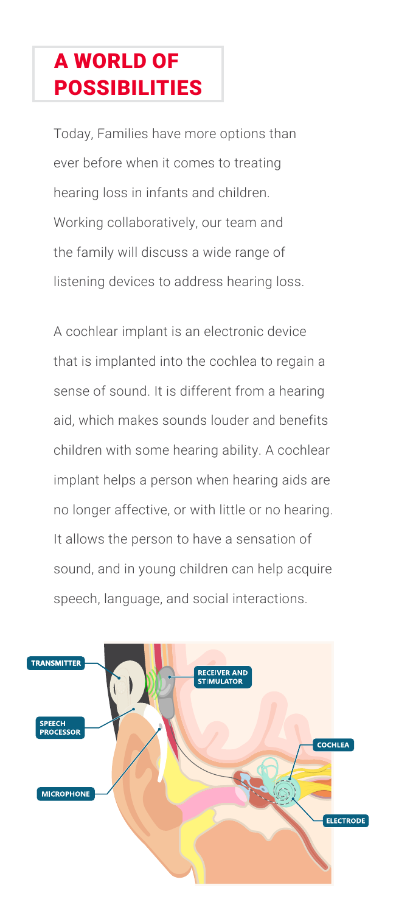# A WORLD OF POSSIBILITIES

Today, Families have more options than ever before when it comes to treating hearing loss in infants and children. Working collaboratively, our team and the family will discuss a wide range of listening devices to address hearing loss.

A cochlear implant is an electronic device that is implanted into the cochlea to regain a sense of sound. It is different from a hearing aid, which makes sounds louder and benefits children with some hearing ability. A cochlear implant helps a person when hearing aids are no longer affective, or with little or no hearing. It allows the person to have a sensation of sound, and in young children can help acquire speech, language, and social interactions.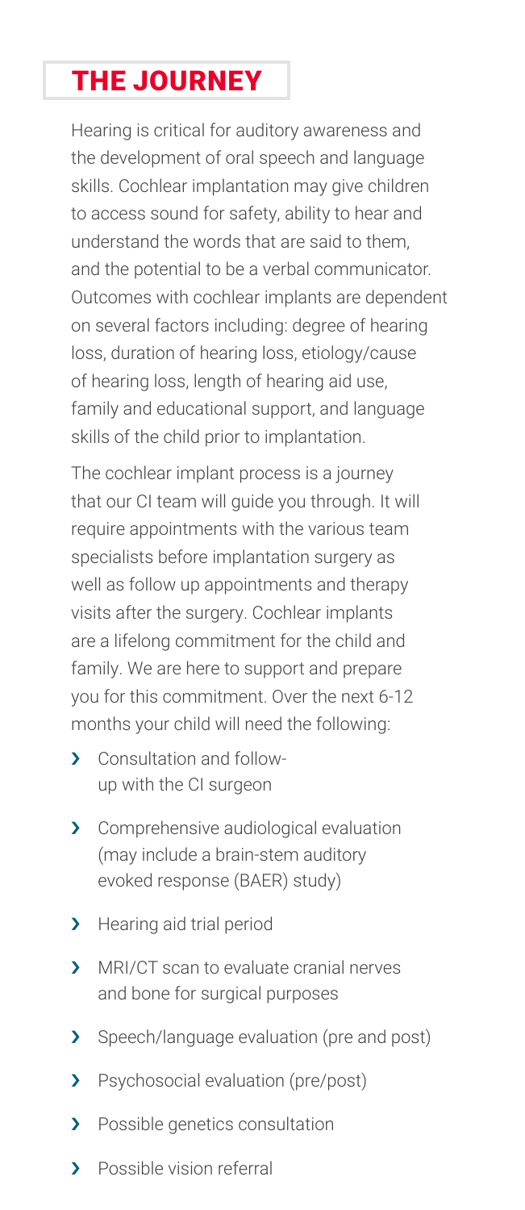## THE JOURNEY

Hearing is critical for auditory awareness and the development of oral speech and language skills. Cochlear implantation may give children to access sound for safety, ability to hear and understand the words that are said to them, and the potential to be a verbal communicator. Outcomes with cochlear implants are dependent on several factors including: degree of hearing loss, duration of hearing loss, etiology/cause of hearing loss, length of hearing aid use, family and educational support, and language skills of the child prior to implantation.

The cochlear implant process is a journey that our CI team will guide you through. It will require appointments with the various team specialists before implantation surgery as well as follow up appointments and therapy visits after the surgery. Cochlear implants are a lifelong commitment for the child and family. We are here to support and prepare you for this commitment. Over the next 6-12 months your child will need the following:

- Consultation and follow-up with the CI surgeon
- Comprehensive audiological evaluation (may include a brain-stem auditory evoked response (BAER) study)
- Hearing aid trial period
- MRI/CT scan to evaluate cranial nerves and bone for surgical purposes
- Speech/language evaluation (pre and post)
- Psychosocial evaluation (pre/post)
- Possible genetics consultation
- Possible vision referral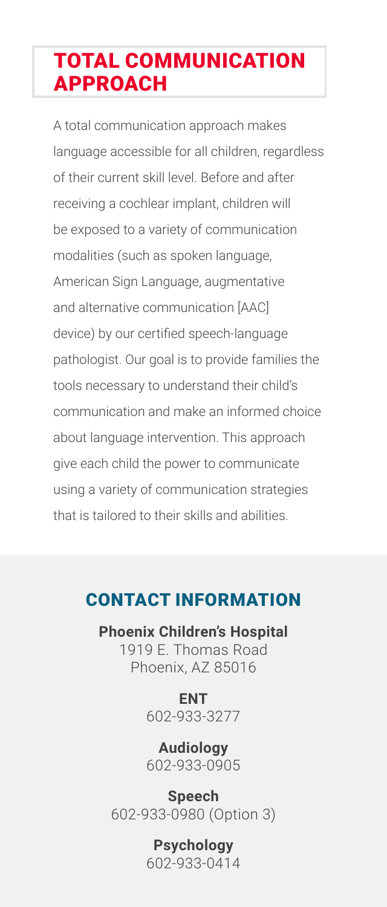## TOTAL COMMUNICATION APPROACH

A total communication approach makes language accessible for all children, regardless of their current skill level. Before and after receiving a cochlear implant, children will be exposed to a variety of communication modalities (such as spoken language, American Sign Language, augmentative and alternative communication [AAC] device) by our certified speech-language pathologist. Our goal is to provide families the tools necessary to understand their child's communication and make an informed choice about language intervention. This approach give each child the power to communicate using a variety of communication strategies that is tailored to their skills and abilities.

## CONTACT INFORMATION

**Phoenix Children's Hospital**
1919 E. Thomas Road
Phoenix, AZ 85016

**ENT**
602-933-3277

**Audiology**
602-933-0905

**Speech**
602-933-0980 (Option 3)

**Psychology**
602-933-0414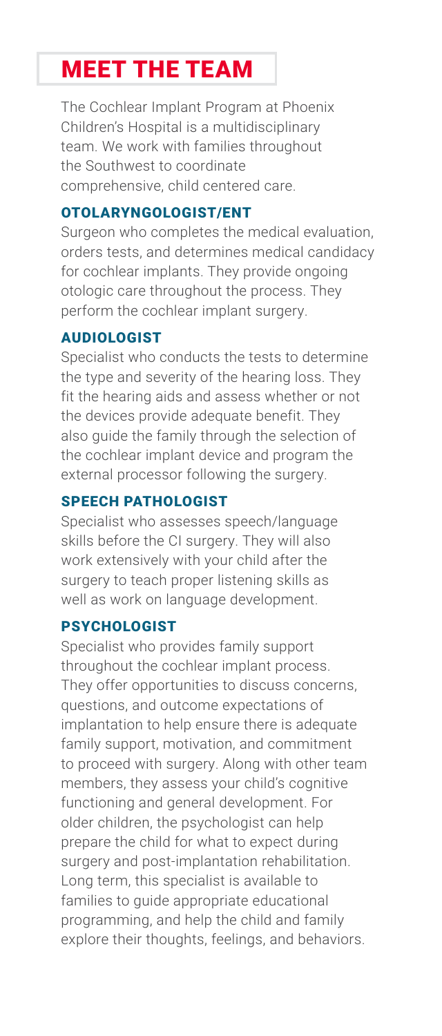# MEET THE TEAM

The Cochlear Implant Program at Phoenix Children's Hospital is a multidisciplinary team. We work with families throughout the Southwest to coordinate comprehensive, child centered care.

## OTOLARYNGOLOGIST/ENT

Surgeon who completes the medical evaluation, orders tests, and determines medical candidacy for cochlear implants. They provide ongoing otologic care throughout the process. They perform the cochlear implant surgery.

## AUDIOLOGIST

Specialist who conducts the tests to determine the type and severity of the hearing loss. They fit the hearing aids and assess whether or not the devices provide adequate benefit. They also guide the family through the selection of the cochlear implant device and program the external processor following the surgery.

## SPEECH PATHOLOGIST

Specialist who assesses speech/language skills before the CI surgery. They will also work extensively with your child after the surgery to teach proper listening skills as well as work on language development.

## PSYCHOLOGIST

Specialist who provides family support throughout the cochlear implant process. They offer opportunities to discuss concerns, questions, and outcome expectations of implantation to help ensure there is adequate family support, motivation, and commitment to proceed with surgery. Along with other team members, they assess your child's cognitive functioning and general development. For older children, the psychologist can help prepare the child for what to expect during surgery and post-implantation rehabilitation. Long term, this specialist is available to families to guide appropriate educational programming, and help the child and family explore their thoughts, feelings, and behaviors.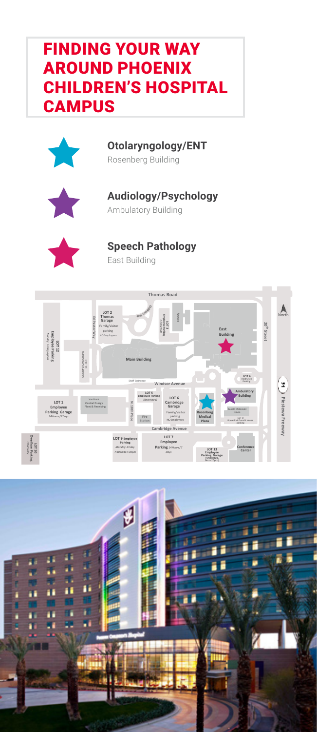# FINDING YOUR WAY AROUND PHOENIX CHILDREN'S HOSPITAL CAMPUS

**Otolaryngology/ENT**
Rosenberg Building

**Audiology/Psychology**
Ambulatory Building

**Speech Pathology**
East Building

Thomas Road

North

LOT 2
Thomas Garage
Family/Visitor parking
NO Employees

Ed Pastor Way

LOT 3
Employee Parking
(Restricted)

Annex

East Building

20th Street

LOT 12
Employee Parking
Monday - Friday only

LOT 11
EMERGENCY PARKING

Main Building

Staff Entrance

Windsor Avenue

LOT 4
Restricted Parking

51

Piestewa Freeway

LOT 1
Employee Parking Garage
24 Hours / 7 Days

Von Braun Central Energy Plant & Receiving

N. 18th Place

LOT 5
Employee Parking
(Restricted)

LOT 6
Cambridge Garage
Family/Visitor parking
NO Employees

Fire Station

Rosenberg Medical Plaza

Ambulatory Building

Ronald McDonald House

LOT 8
Ronald McDonald House parking

Cambridge Avenue

LOT 10
Overflow Parking

LOT 9 Employee Parking
Monday - Friday
7:30am to 7:30pm

LOT 7
Employee Parking 24 Hours / 7 Days

LOT 13
Employee Parking Garage
(Restricted, 6am-10pm)

Conference Center